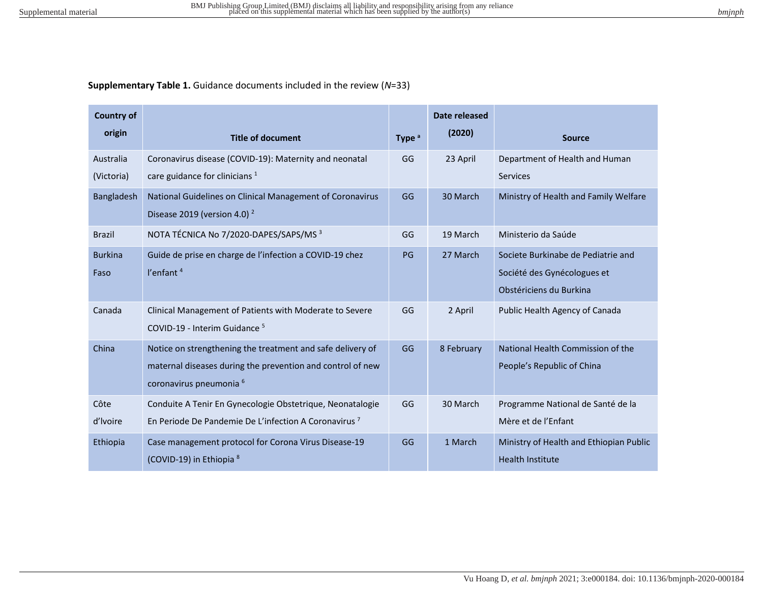**Supplementary Table 1.** Guidance documents included in the review (*N*=33)

| Country of origin | Title of document | Type [a] | Date released (2020) | Source |
|---|---|---|---|---|
| Australia (Victoria) | Coronavirus disease (COVID-19): Maternity and neonatal care guidance for clinicians [1] | GG | 23 April | Department of Health and Human Services |
| Bangladesh | National Guidelines on Clinical Management of Coronavirus Disease 2019 (version 4.0) [2] | GG | 30 March | Ministry of Health and Family Welfare |
| Brazil | NOTA TÉCNICA No 7/2020-DAPES/SAPS/MS [3] | GG | 19 March | Ministerio da Saúde |
| Burkina Faso | Guide de prise en charge de l'infection a COVID-19 chez l'enfant [4] | PG | 27 March | Societe Burkinabe de Pediatrie and Société des Gynécologues et Obstériciens du Burkina |
| Canada | Clinical Management of Patients with Moderate to Severe COVID-19 - Interim Guidance [5] | GG | 2 April | Public Health Agency of Canada |
| China | Notice on strengthening the treatment and safe delivery of maternal diseases during the prevention and control of new coronavirus pneumonia [6] | GG | 8 February | National Health Commission of the People's Republic of China |
| Côte d'Ivoire | Conduite A Tenir En Gynecologie Obstetrique, Neonatalogie En Periode De Pandemie De L'infection A Coronavirus [7] | GG | 30 March | Programme National de Santé de la Mère et de l'Enfant |
| Ethiopia | Case management protocol for Corona Virus Disease-19 (COVID-19) in Ethiopia [8] | GG | 1 March | Ministry of Health and Ethiopian Public Health Institute |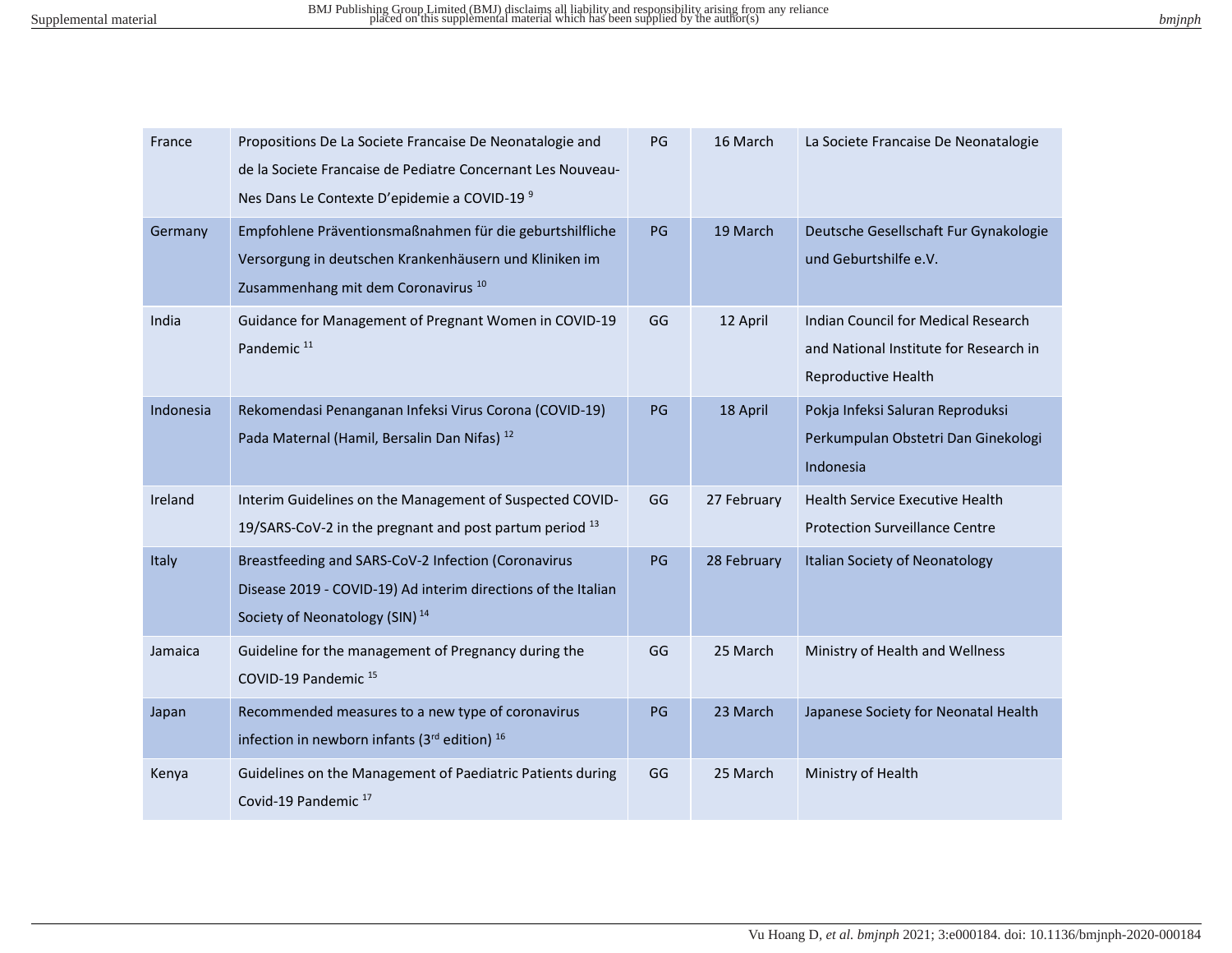| | | | | |
|---|---|---|---|---|
| France | Propositions De La Societe Francaise De Neonatalogie and de la Societe Francaise de Pediatre Concernant Les Nouveau-Nes Dans Le Contexte D'epidemie a COVID-19 [9] | PG | 16 March | La Societe Francaise De Neonatalogie |
| Germany | Empfohlene Präventionsmaßnahmen für die geburtshilfliche Versorgung in deutschen Krankenhäusern und Kliniken im Zusammenhang mit dem Coronavirus [10] | PG | 19 March | Deutsche Gesellschaft Fur Gynakologie und Geburtshilfe e.V. |
| India | Guidance for Management of Pregnant Women in COVID-19 Pandemic [11] | GG | 12 April | Indian Council for Medical Research and National Institute for Research in Reproductive Health |
| Indonesia | Rekomendasi Penanganan Infeksi Virus Corona (COVID-19) Pada Maternal (Hamil, Bersalin Dan Nifas) [12] | PG | 18 April | Pokja Infeksi Saluran Reproduksi Perkumpulan Obstetri Dan Ginekologi Indonesia |
| Ireland | Interim Guidelines on the Management of Suspected COVID-19/SARS-CoV-2 in the pregnant and post partum period [13] | GG | 27 February | Health Service Executive Health Protection Surveillance Centre |
| Italy | Breastfeeding and SARS-CoV-2 Infection (Coronavirus Disease 2019 - COVID-19) Ad interim directions of the Italian Society of Neonatology (SIN) [14] | PG | 28 February | Italian Society of Neonatology |
| Jamaica | Guideline for the management of Pregnancy during the COVID-19 Pandemic [15] | GG | 25 March | Ministry of Health and Wellness |
| Japan | Recommended measures to a new type of coronavirus infection in newborn infants (3rd edition) [16] | PG | 23 March | Japanese Society for Neonatal Health |
| Kenya | Guidelines on the Management of Paediatric Patients during Covid-19 Pandemic [17] | GG | 25 March | Ministry of Health |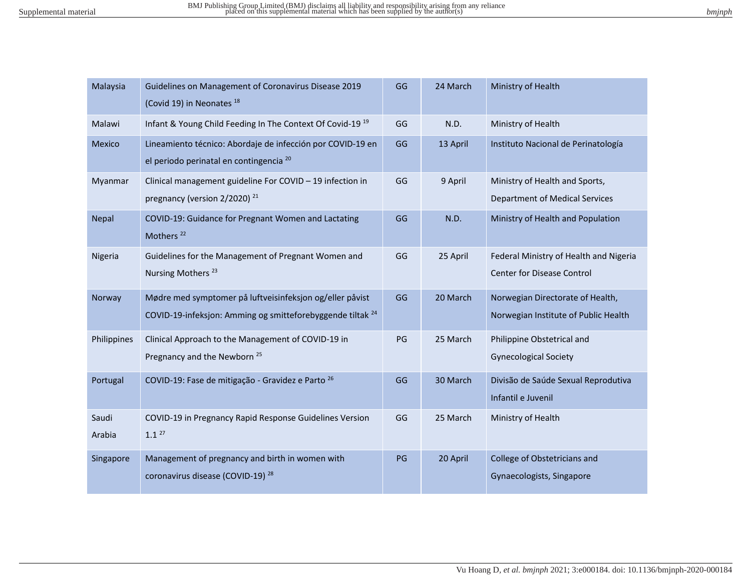| | | | | |
|---|---|---|---|---|
| Malaysia | Guidelines on Management of Coronavirus Disease 2019 (Covid 19) in Neonates [18] | GG | 24 March | Ministry of Health |
| Malawi | Infant & Young Child Feeding In The Context Of Covid-19 [19] | GG | N.D. | Ministry of Health |
| Mexico | Lineamiento técnico: Abordaje de infección por COVID-19 en el periodo perinatal en contingencia [20] | GG | 13 April | Instituto Nacional de Perinatología |
| Myanmar | Clinical management guideline For COVID – 19 infection in pregnancy (version 2/2020) [21] | GG | 9 April | Ministry of Health and Sports, Department of Medical Services |
| Nepal | COVID-19: Guidance for Pregnant Women and Lactating Mothers [22] | GG | N.D. | Ministry of Health and Population |
| Nigeria | Guidelines for the Management of Pregnant Women and Nursing Mothers [23] | GG | 25 April | Federal Ministry of Health and Nigeria Center for Disease Control |
| Norway | Mødre med symptomer på luftveisinfeksjon og/eller påvist COVID-19-infeksjon: Amming og smitteforebyggende tiltak [24] | GG | 20 March | Norwegian Directorate of Health, Norwegian Institute of Public Health |
| Philippines | Clinical Approach to the Management of COVID-19 in Pregnancy and the Newborn [25] | PG | 25 March | Philippine Obstetrical and Gynecological Society |
| Portugal | COVID-19: Fase de mitigação - Gravidez e Parto [26] | GG | 30 March | Divisão de Saúde Sexual Reprodutiva Infantil e Juvenil |
| Saudi Arabia | COVID-19 in Pregnancy Rapid Response Guidelines Version 1.1 [27] | GG | 25 March | Ministry of Health |
| Singapore | Management of pregnancy and birth in women with coronavirus disease (COVID-19) [28] | PG | 20 April | College of Obstetricians and Gynaecologists, Singapore |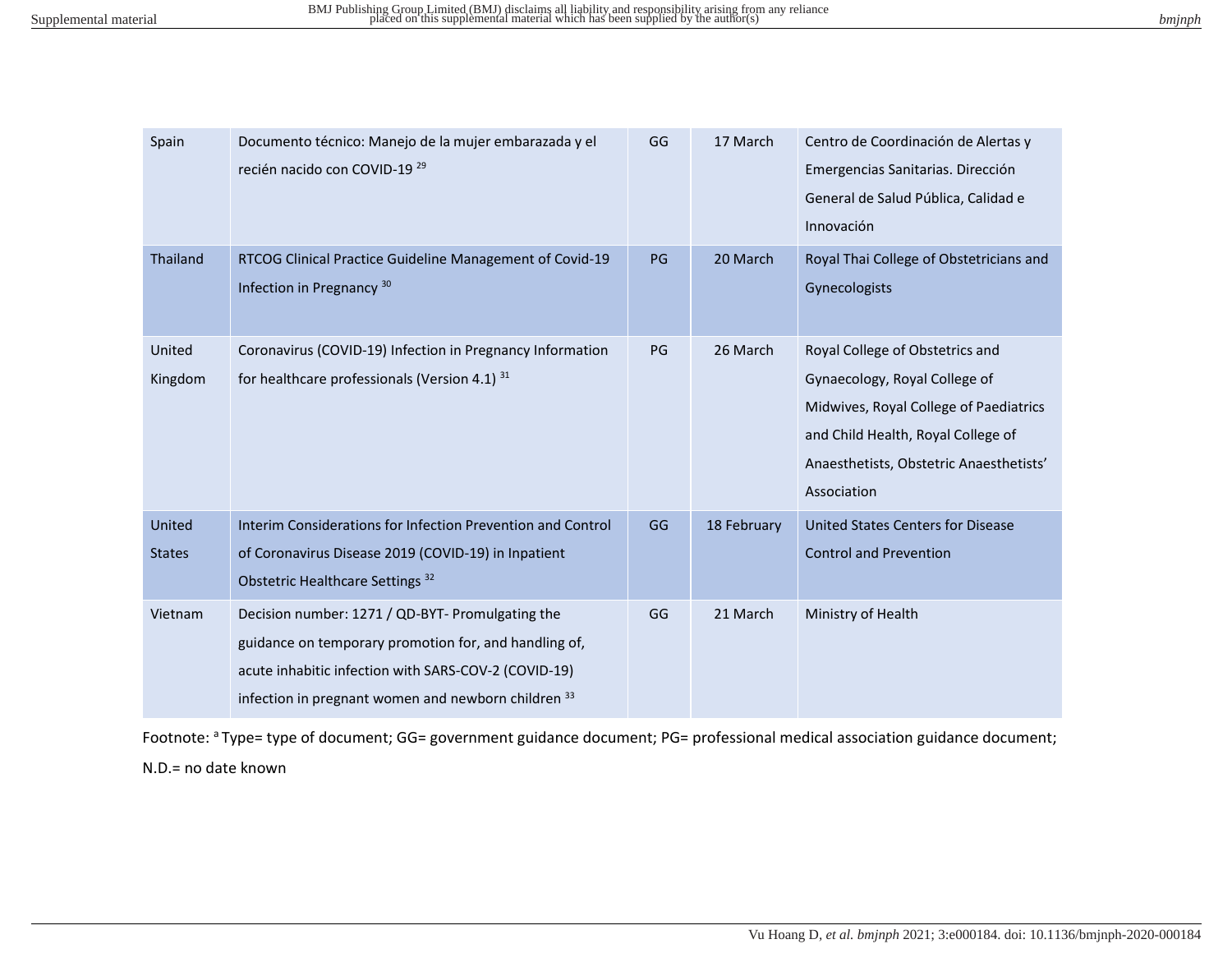| | | | | |
|---|---|---|---|---|
| Spain | Documento técnico: Manejo de la mujer embarazada y el recién nacido con COVID-19 [29] | GG | 17 March | Centro de Coordinación de Alertas y Emergencias Sanitarias. Dirección General de Salud Pública, Calidad e Innovación |
| Thailand | RTCOG Clinical Practice Guideline Management of Covid-19 Infection in Pregnancy [30] | PG | 20 March | Royal Thai College of Obstetricians and Gynecologists |
| United Kingdom | Coronavirus (COVID-19) Infection in Pregnancy Information for healthcare professionals (Version 4.1) [31] | PG | 26 March | Royal College of Obstetrics and Gynaecology, Royal College of Midwives, Royal College of Paediatrics and Child Health, Royal College of Anaesthetists, Obstetric Anaesthetists' Association |
| United States | Interim Considerations for Infection Prevention and Control of Coronavirus Disease 2019 (COVID-19) in Inpatient Obstetric Healthcare Settings [32] | GG | 18 February | United States Centers for Disease Control and Prevention |
| Vietnam | Decision number: 1271 / QD-BYT- Promulgating the guidance on temporary promotion for, and handling of, acute inhabitic infection with SARS-COV-2 (COVID-19) infection in pregnant women and newborn children [33] | GG | 21 March | Ministry of Health |

Footnote: [a] Type= type of document; GG= government guidance document; PG= professional medical association guidance document; N.D.= no date known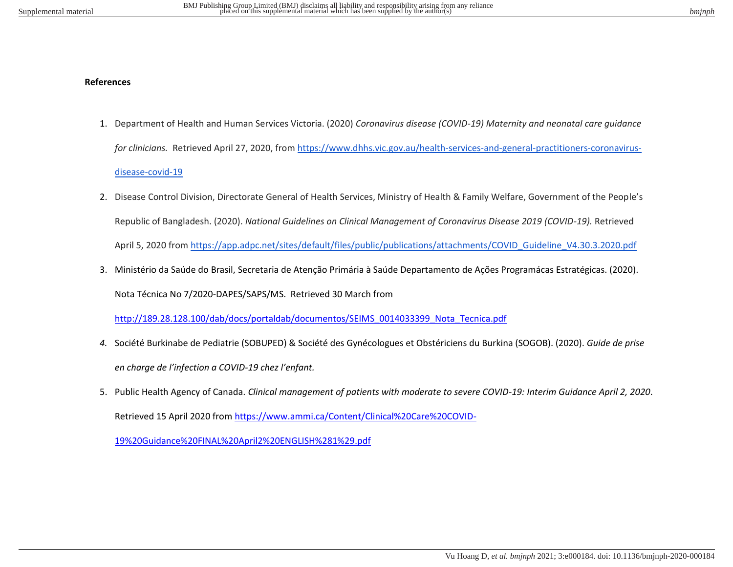**References**

1. Department of Health and Human Services Victoria. (2020) *Coronavirus disease (COVID-19) Maternity and neonatal care guidance for clinicians.* Retrieved April 27, 2020, from https://www.dhhs.vic.gov.au/health-services-and-general-practitioners-coronavirus-disease-covid-19
2. Disease Control Division, Directorate General of Health Services, Ministry of Health & Family Welfare, Government of the People's Republic of Bangladesh. (2020). *National Guidelines on Clinical Management of Coronavirus Disease 2019 (COVID-19).* Retrieved April 5, 2020 from https://app.adpc.net/sites/default/files/public/publications/attachments/COVID_Guideline_V4.30.3.2020.pdf
3. Ministério da Saúde do Brasil, Secretaria de Atenção Primária à Saúde Departamento de Ações Programácas Estratégicas. (2020). Nota Técnica No 7/2020-DAPES/SAPS/MS. Retrieved 30 March from http://189.28.128.100/dab/docs/portaldab/documentos/SEIMS_0014033399_Nota_Tecnica.pdf
4. Société Burkinabe de Pediatrie (SOBUPED) & Société des Gynécologues et Obstériciens du Burkina (SOGOB). (2020). *Guide de prise en charge de l'infection a COVID-19 chez l'enfant.*
5. Public Health Agency of Canada. *Clinical management of patients with moderate to severe COVID-19: Interim Guidance April 2, 2020*. Retrieved 15 April 2020 from https://www.ammi.ca/Content/Clinical%20Care%20COVID-19%20Guidance%20FINAL%20April2%20ENGLISH%281%29.pdf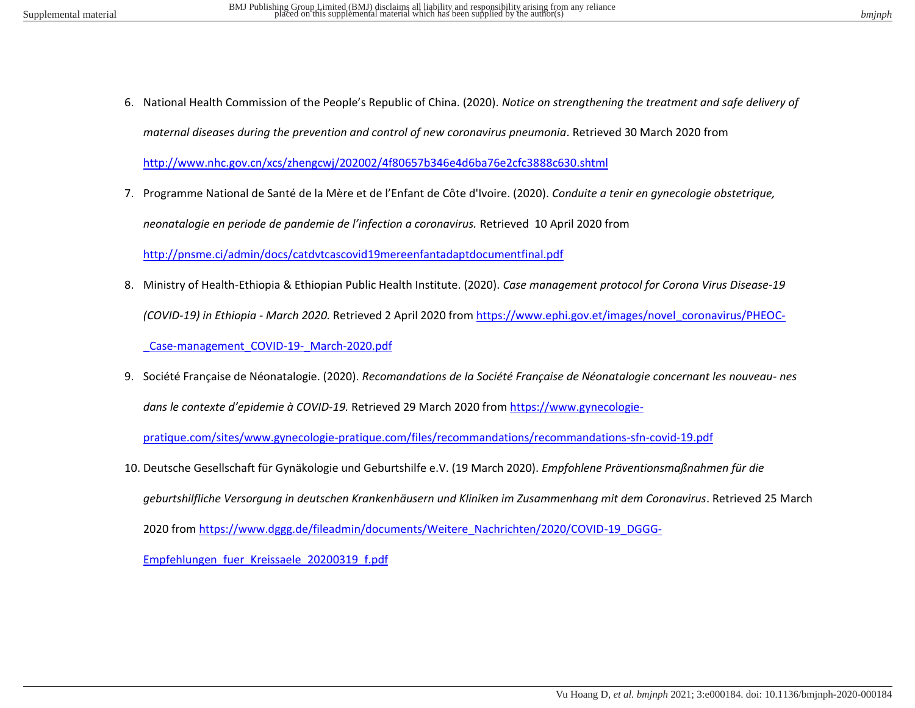6. National Health Commission of the People's Republic of China. (2020). *Notice on strengthening the treatment and safe delivery of maternal diseases during the prevention and control of new coronavirus pneumonia*. Retrieved 30 March 2020 from http://www.nhc.gov.cn/xcs/zhengcwj/202002/4f80657b346e4d6ba76e2cfc3888c630.shtml

7. Programme National de Santé de la Mère et de l'Enfant de Côte d'Ivoire. (2020). *Conduite a tenir en gynecologie obstetrique, neonatalogie en periode de pandemie de l'infection a coronavirus.* Retrieved 10 April 2020 from http://pnsme.ci/admin/docs/catdvtcascovid19mereenfantadaptdocumentfinal.pdf

8. Ministry of Health-Ethiopia & Ethiopian Public Health Institute. (2020). *Case management protocol for Corona Virus Disease-19 (COVID-19) in Ethiopia - March 2020.* Retrieved 2 April 2020 from https://www.ephi.gov.et/images/novel_coronavirus/PHEOC-_Case-management_COVID-19-_March-2020.pdf

9. Société Française de Néonatalogie. (2020). *Recomandations de la Société Française de Néonatalogie concernant les nouveau- nes dans le contexte d'epidemie à COVID-19.* Retrieved 29 March 2020 from https://www.gynecologie-pratique.com/sites/www.gynecologie-pratique.com/files/recommandations/recommandations-sfn-covid-19.pdf

10. Deutsche Gesellschaft für Gynäkologie und Geburtshilfe e.V. (19 March 2020). *Empfohlene Präventionsmaßnahmen für die geburtshilfliche Versorgung in deutschen Krankenhäusern und Kliniken im Zusammenhang mit dem Coronavirus*. Retrieved 25 March 2020 from https://www.dggg.de/fileadmin/documents/Weitere_Nachrichten/2020/COVID-19_DGGG-Empfehlungen_fuer_Kreissaele_20200319_f.pdf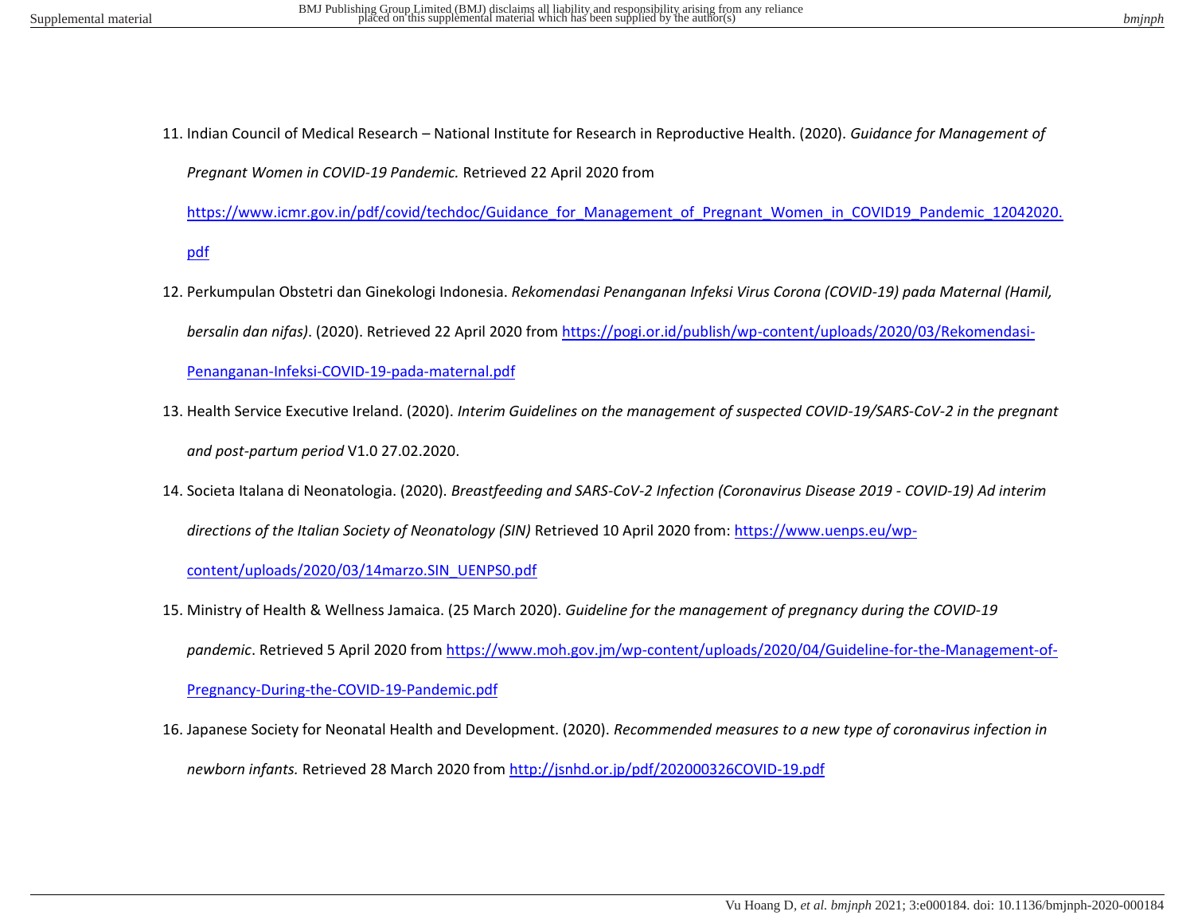11. Indian Council of Medical Research – National Institute for Research in Reproductive Health. (2020). *Guidance for Management of Pregnant Women in COVID-19 Pandemic.* Retrieved 22 April 2020 from https://www.icmr.gov.in/pdf/covid/techdoc/Guidance_for_Management_of_Pregnant_Women_in_COVID19_Pandemic_12042020.pdf

12. Perkumpulan Obstetri dan Ginekologi Indonesia. *Rekomendasi Penanganan Infeksi Virus Corona (COVID-19) pada Maternal (Hamil, bersalin dan nifas)*. (2020). Retrieved 22 April 2020 from https://pogi.or.id/publish/wp-content/uploads/2020/03/Rekomendasi-Penanganan-Infeksi-COVID-19-pada-maternal.pdf

13. Health Service Executive Ireland. (2020). *Interim Guidelines on the management of suspected COVID-19/SARS-CoV-2 in the pregnant and post-partum period* V1.0 27.02.2020.

14. Societa Italana di Neonatologia. (2020). *Breastfeeding and SARS-CoV-2 Infection (Coronavirus Disease 2019 - COVID-19) Ad interim directions of the Italian Society of Neonatology (SIN)* Retrieved 10 April 2020 from: https://www.uenps.eu/wp-content/uploads/2020/03/14marzo.SIN_UENPS0.pdf

15. Ministry of Health & Wellness Jamaica. (25 March 2020). *Guideline for the management of pregnancy during the COVID-19 pandemic*. Retrieved 5 April 2020 from https://www.moh.gov.jm/wp-content/uploads/2020/04/Guideline-for-the-Management-of-Pregnancy-During-the-COVID-19-Pandemic.pdf

16. Japanese Society for Neonatal Health and Development. (2020). *Recommended measures to a new type of coronavirus infection in newborn infants.* Retrieved 28 March 2020 from http://jsnhd.or.jp/pdf/202000326COVID-19.pdf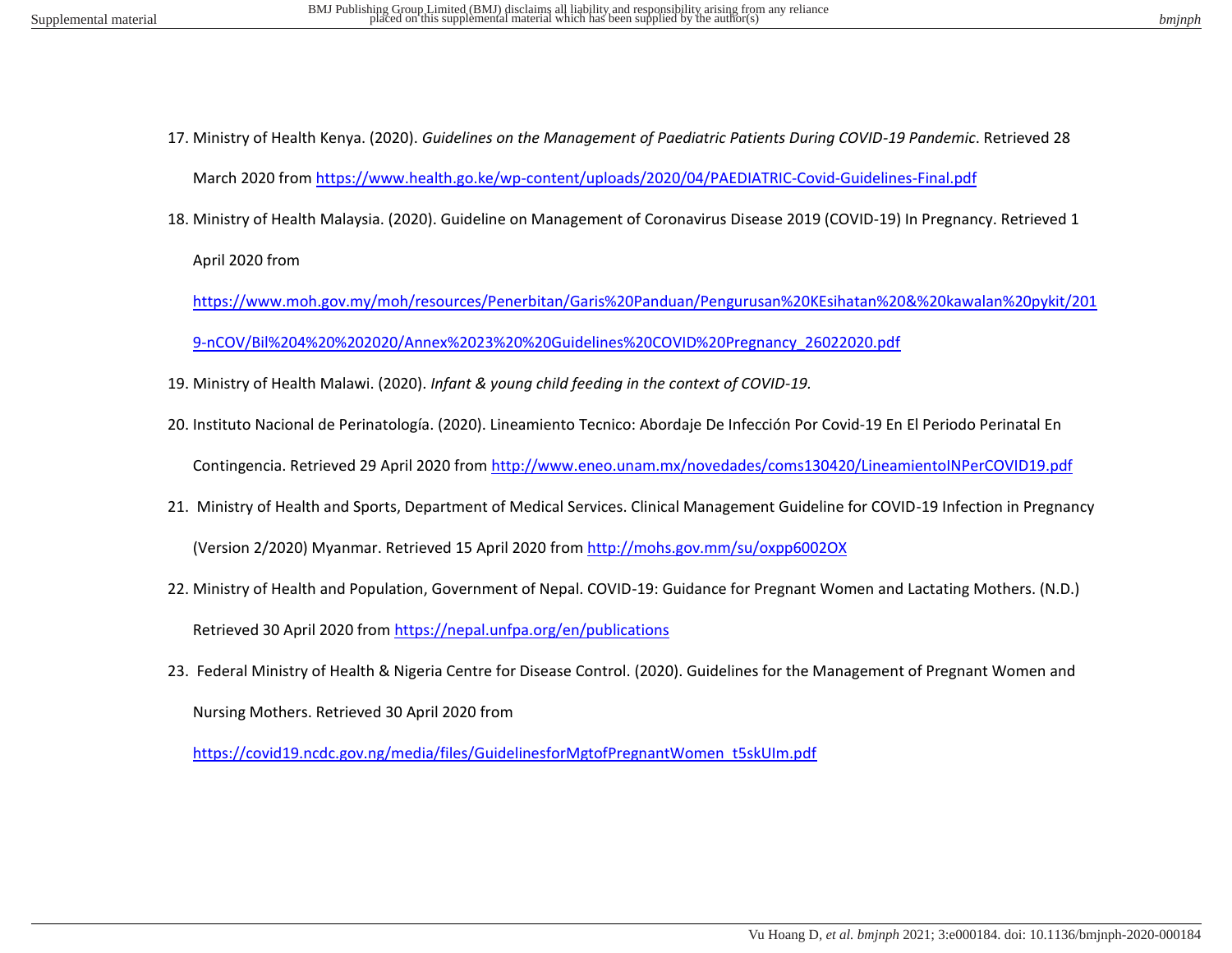17. Ministry of Health Kenya. (2020). *Guidelines on the Management of Paediatric Patients During COVID-19 Pandemic*. Retrieved 28 March 2020 from https://www.health.go.ke/wp-content/uploads/2020/04/PAEDIATRIC-Covid-Guidelines-Final.pdf

18. Ministry of Health Malaysia. (2020). Guideline on Management of Coronavirus Disease 2019 (COVID-19) In Pregnancy. Retrieved 1 April 2020 from https://www.moh.gov.my/moh/resources/Penerbitan/Garis%20Panduan/Pengurusan%20KEsihatan%20&%20kawalan%20pykit/2019-nCOV/Bil%204%20%202020/Annex%2023%20%20Guidelines%20COVID%20Pregnancy_26022020.pdf

19. Ministry of Health Malawi. (2020). *Infant & young child feeding in the context of COVID-19.*

20. Instituto Nacional de Perinatología. (2020). Lineamiento Tecnico: Abordaje De Infección Por Covid-19 En El Periodo Perinatal En Contingencia. Retrieved 29 April 2020 from http://www.eneo.unam.mx/novedades/coms130420/LineamientoINPerCOVID19.pdf

21. Ministry of Health and Sports, Department of Medical Services. Clinical Management Guideline for COVID-19 Infection in Pregnancy (Version 2/2020) Myanmar. Retrieved 15 April 2020 from http://mohs.gov.mm/su/oxpp6002OX

22. Ministry of Health and Population, Government of Nepal. COVID-19: Guidance for Pregnant Women and Lactating Mothers. (N.D.) Retrieved 30 April 2020 from https://nepal.unfpa.org/en/publications

23. Federal Ministry of Health & Nigeria Centre for Disease Control. (2020). Guidelines for the Management of Pregnant Women and Nursing Mothers. Retrieved 30 April 2020 from https://covid19.ncdc.gov.ng/media/files/GuidelinesforMgtofPregnantWomen_t5skUIm.pdf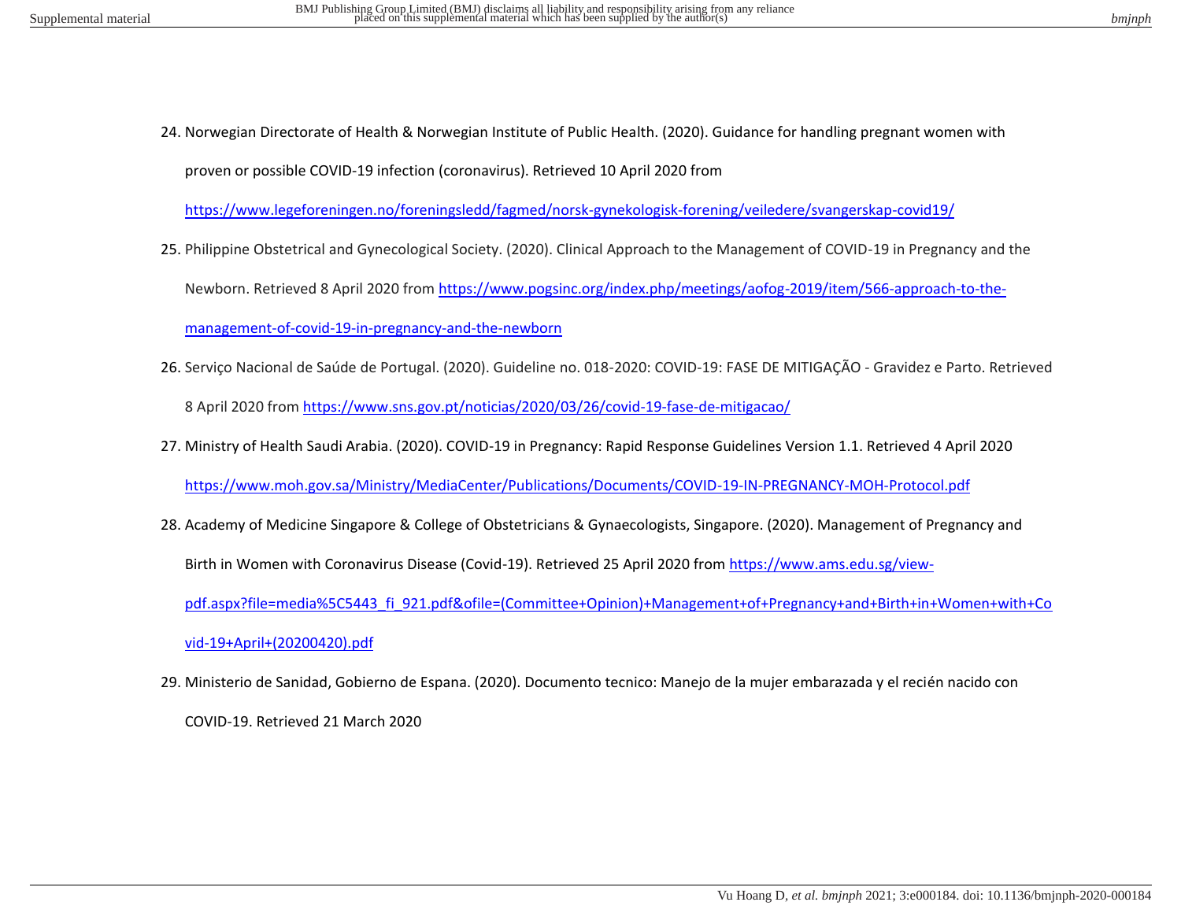24. Norwegian Directorate of Health & Norwegian Institute of Public Health. (2020). Guidance for handling pregnant women with proven or possible COVID-19 infection (coronavirus). Retrieved 10 April 2020 from https://www.legeforeningen.no/foreningsledd/fagmed/norsk-gynekologisk-forening/veiledere/svangerskap-covid19/

25. Philippine Obstetrical and Gynecological Society. (2020). Clinical Approach to the Management of COVID-19 in Pregnancy and the Newborn. Retrieved 8 April 2020 from https://www.pogsinc.org/index.php/meetings/aofog-2019/item/566-approach-to-the-management-of-covid-19-in-pregnancy-and-the-newborn

26. Serviço Nacional de Saúde de Portugal. (2020). Guideline no. 018-2020: COVID-19: FASE DE MITIGAÇÃO - Gravidez e Parto. Retrieved 8 April 2020 from https://www.sns.gov.pt/noticias/2020/03/26/covid-19-fase-de-mitigacao/

27. Ministry of Health Saudi Arabia. (2020). COVID-19 in Pregnancy: Rapid Response Guidelines Version 1.1. Retrieved 4 April 2020 https://www.moh.gov.sa/Ministry/MediaCenter/Publications/Documents/COVID-19-IN-PREGNANCY-MOH-Protocol.pdf

28. Academy of Medicine Singapore & College of Obstetricians & Gynaecologists, Singapore. (2020). Management of Pregnancy and Birth in Women with Coronavirus Disease (Covid-19). Retrieved 25 April 2020 from https://www.ams.edu.sg/view-pdf.aspx?file=media%5C5443_fi_921.pdf&ofile=(Committee+Opinion)+Management+of+Pregnancy+and+Birth+in+Women+with+Covid-19+April+(20200420).pdf

29. Ministerio de Sanidad, Gobierno de Espana. (2020). Documento tecnico: Manejo de la mujer embarazada y el recién nacido con COVID-19. Retrieved 21 March 2020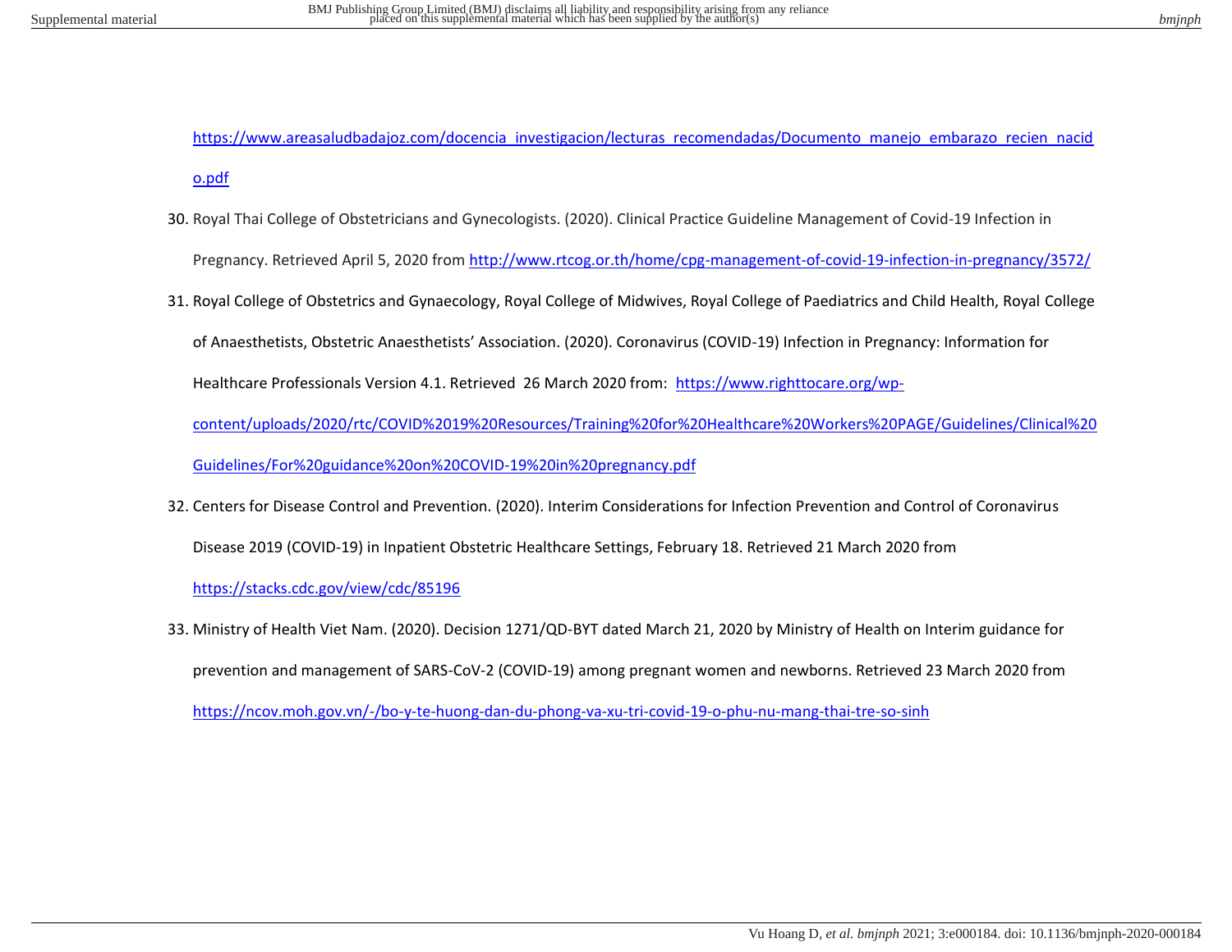https://www.areasaludbadajoz.com/docencia_investigacion/lecturas_recomendadas/Documento_manejo_embarazo_recien_nacido.pdf

30. Royal Thai College of Obstetricians and Gynecologists. (2020). Clinical Practice Guideline Management of Covid-19 Infection in Pregnancy. Retrieved April 5, 2020 from http://www.rtcog.or.th/home/cpg-management-of-covid-19-infection-in-pregnancy/3572/
31. Royal College of Obstetrics and Gynaecology, Royal College of Midwives, Royal College of Paediatrics and Child Health, Royal College of Anaesthetists, Obstetric Anaesthetists' Association. (2020). Coronavirus (COVID-19) Infection in Pregnancy: Information for Healthcare Professionals Version 4.1. Retrieved 26 March 2020 from: https://www.righttocare.org/wp-content/uploads/2020/rtc/COVID%2019%20Resources/Training%20for%20Healthcare%20Workers%20PAGE/Guidelines/Clinical%20Guidelines/For%20guidance%20on%20COVID-19%20in%20pregnancy.pdf
32. Centers for Disease Control and Prevention. (2020). Interim Considerations for Infection Prevention and Control of Coronavirus Disease 2019 (COVID-19) in Inpatient Obstetric Healthcare Settings, February 18. Retrieved 21 March 2020 from https://stacks.cdc.gov/view/cdc/85196
33. Ministry of Health Viet Nam. (2020). Decision 1271/QD-BYT dated March 21, 2020 by Ministry of Health on Interim guidance for prevention and management of SARS-CoV-2 (COVID-19) among pregnant women and newborns. Retrieved 23 March 2020 from https://ncov.moh.gov.vn/-/bo-y-te-huong-dan-du-phong-va-xu-tri-covid-19-o-phu-nu-mang-thai-tre-so-sinh